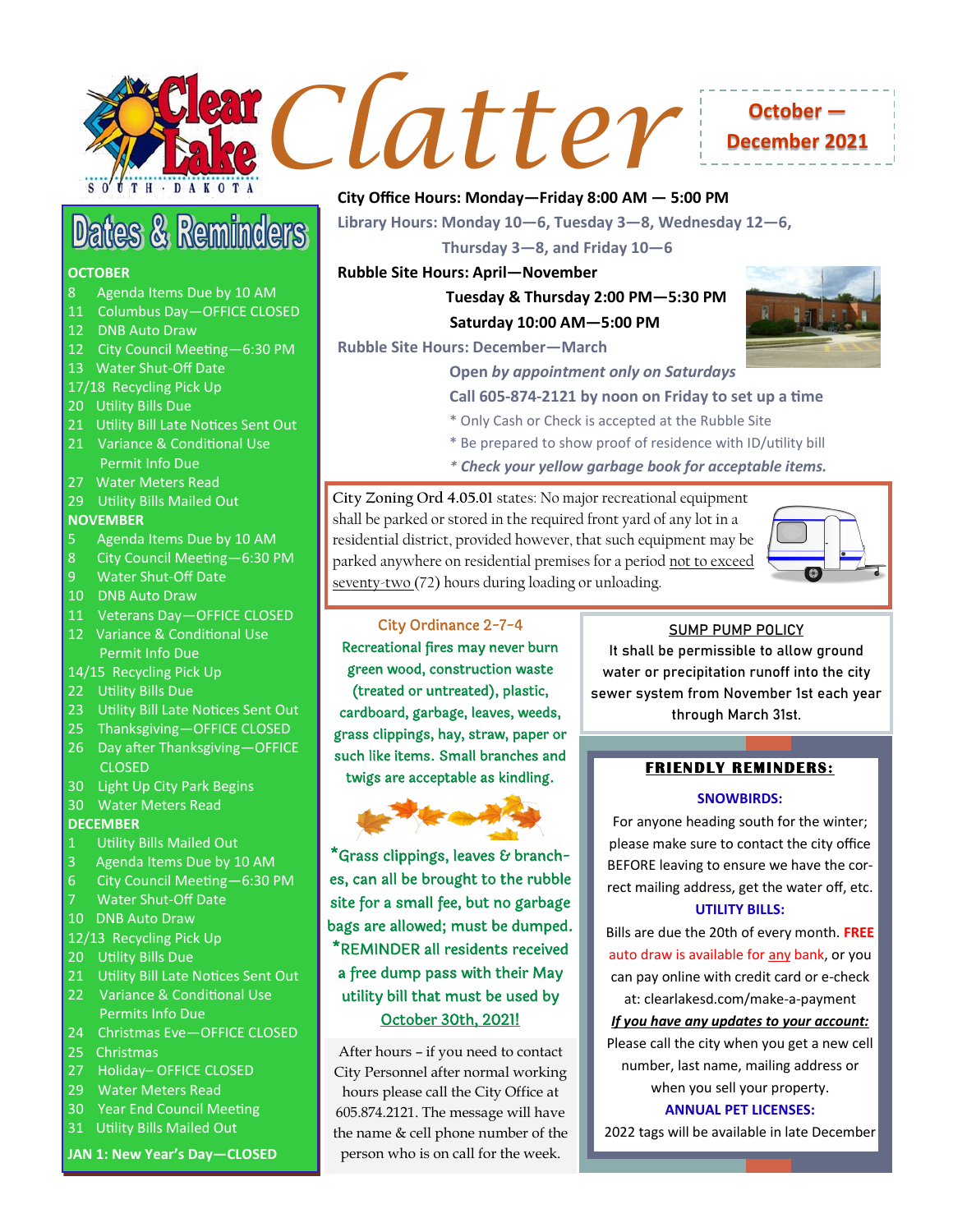# Clear Lake South Dakota Clatter

**October — December 2021**

## Dates & Reminders

**OCTOBER**

- 8 Agenda Items Due by 10 AM
- 11 Columbus Day—OFFICE CLOSED
- 12 DNB Auto Draw
- 12 City Council Meeting—6:30 PM
- 13 Water Shut-Off Date
- 17/18 Recycling Pick Up
- 20 Utility Bills Due
- 21 Utility Bill Late Notices Sent Out
- 21 Variance & Conditional Use Permit Info Due
- 27 Water Meters Read
- 29 Utility Bills Mailed Out

**NOVEMBER**

- 5 Agenda Items Due by 10 AM
- 8 City Council Meeting—6:30 PM
- 9 Water Shut-Off Date
- 10 DNB Auto Draw
- 11 Veterans Day—OFFICE CLOSED
- 12 Variance & Conditional Use Permit Info Due
- 14/15 Recycling Pick Up
- 22 Utility Bills Due
- 23 Utility Bill Late Notices Sent Out
- 25 Thanksgiving—OFFICE CLOSED
- 26 Day after Thanksgiving—OFFICE CLOSED
- 30 Light Up City Park Begins
- 30 Water Meters Read

**DECEMBER**

- 1 Utility Bills Mailed Out
- 3 Agenda Items Due by 10 AM
- 6 City Council Meeting—6:30 PM
- 7 Water Shut-Off Date
- 10 DNB Auto Draw
- 12/13 Recycling Pick Up
- 20 Utility Bills Due
- 21 Utility Bill Late Notices Sent Out
- 22 Variance & Conditional Use Permits Info Due
- 24 Christmas Eve—OFFICE CLOSED
- 25 Christmas
- 27 Holiday– OFFICE CLOSED
- 29 Water Meters Read
- 30 Year End Council Meeting
- 31 Utility Bills Mailed Out

**JAN 1: New Year's Day—CLOSED**

---

**City Office Hours: Monday—Friday 8:00 AM — 5:00 PM**

**Library Hours: Monday 10—6, Tuesday 3—8, Wednesday 12—6, Thursday 3—8, and Friday 10—6**

**Rubble Site Hours: April—November**
**Tuesday & Thursday 2:00 PM—5:30 PM**
**Saturday 10:00 AM—5:00 PM**

**Rubble Site Hours: December—March**
**Open *by appointment only on Saturdays***
**Call 605-874-2121 by noon on Friday to set up a time**

\* Only Cash or Check is accepted at the Rubble Site
\* Be prepared to show proof of residence with ID/utility bill
***\* Check your yellow garbage book for acceptable items.***

---

**City Zoning Ord 4.05.01** states: No major recreational equipment shall be parked or stored in the required front yard of any lot in a residential district, provided however, that such equipment may be parked anywhere on residential premises for a period not to exceed seventy-two (72) hours during loading or unloading.

---

**City Ordinance 2-7-4**

Recreational fires may never burn green wood, construction waste (treated or untreated), plastic, cardboard, garbage, leaves, weeds, grass clippings, hay, straw, paper or such like items. Small branches and twigs are acceptable as kindling.

\*Grass clippings, leaves & branches, can all be brought to the rubble site for a small fee, but no garbage bags are allowed; must be dumped.
\*REMINDER all residents received a free dump pass with their May utility bill that must be used by October 30th, 2021!

---

After hours - if you need to contact City Personnel after normal working hours please call the City Office at 605.874.2121. The message will have the name & cell phone number of the person who is on call for the week.

---

**SUMP PUMP POLICY**

It shall be permissible to allow ground water or precipitation runoff into the city sewer system from November 1st each year through March 31st.

---

**FRIENDLY REMINDERS:**

**SNOWBIRDS:**
For anyone heading south for the winter; please make sure to contact the city office BEFORE leaving to ensure we have the correct mailing address, get the water off, etc.

**UTILITY BILLS:**
Bills are due the 20th of every month. **FREE** auto draw is available for any bank, or you can pay online with credit card or e-check at: clearlakesd.com/make-a-payment

***If you have any updates to your account:***
Please call the city when you get a new cell number, last name, mailing address or when you sell your property.

**ANNUAL PET LICENSES:**
2022 tags will be available in late December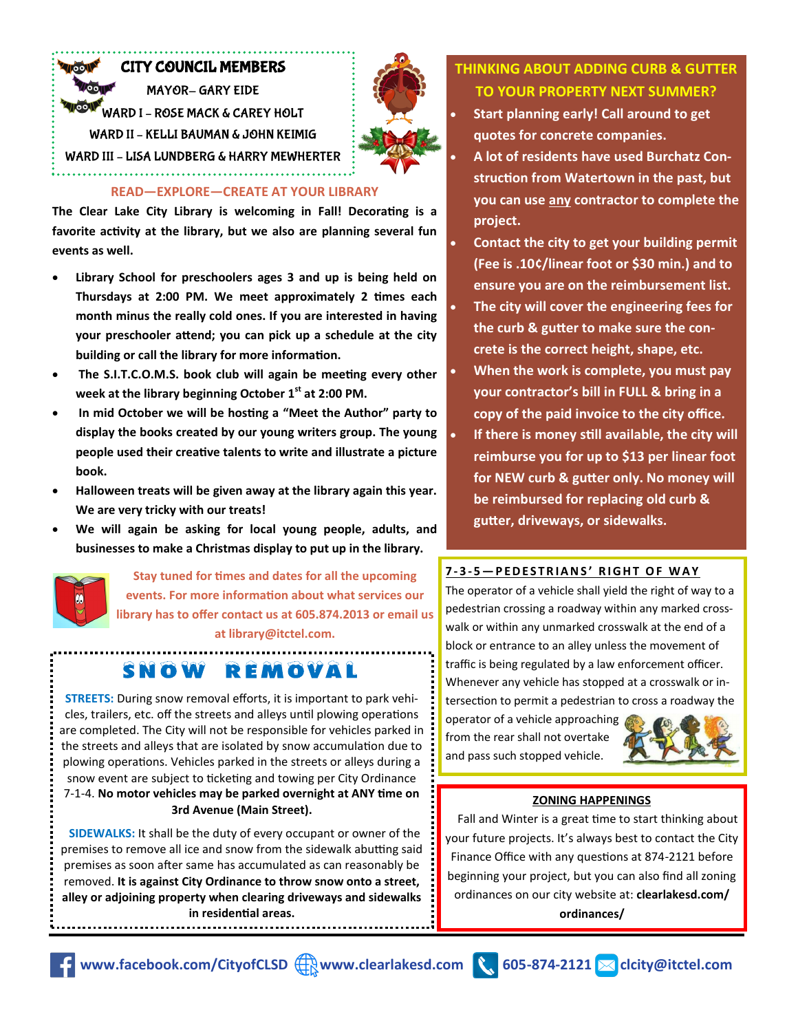## CITY COUNCIL MEMBERS

MAYOR– GARY EIDE

WARD I – ROSE MACK & CAREY HOLT

WARD II – KELLI BAUMAN & JOHN KEIMIG

WARD III – LISA LUNDBERG & HARRY MEWHERTER

## READ—EXPLORE—CREATE AT YOUR LIBRARY

**The Clear Lake City Library is welcoming in Fall! Decorating is a favorite activity at the library, but we also are planning several fun events as well.**

- **Library School for preschoolers ages 3 and up is being held on Thursdays at 2:00 PM. We meet approximately 2 times each month minus the really cold ones. If you are interested in having your preschooler attend; you can pick up a schedule at the city building or call the library for more information.**
- **The S.I.T.C.O.M.S. book club will again be meeting every other week at the library beginning October 1st at 2:00 PM.**
- **In mid October we will be hosting a "Meet the Author" party to display the books created by our young writers group. The young people used their creative talents to write and illustrate a picture book.**
- **Halloween treats will be given away at the library again this year. We are very tricky with our treats!**
- **We will again be asking for local young people, adults, and businesses to make a Christmas display to put up in the library.**

**Stay tuned for times and dates for all the upcoming events. For more information about what services our library has to offer contact us at 605.874.2013 or email us at library@itctel.com.**

## SNOW REMOVAL

**STREETS:** During snow removal efforts, it is important to park vehicles, trailers, etc. off the streets and alleys until plowing operations are completed. The City will not be responsible for vehicles parked in the streets and alleys that are isolated by snow accumulation due to plowing operations. Vehicles parked in the streets or alleys during a snow event are subject to ticketing and towing per City Ordinance 7-1-4. **No motor vehicles may be parked overnight at ANY time on 3rd Avenue (Main Street).**

**SIDEWALKS:** It shall be the duty of every occupant or owner of the premises to remove all ice and snow from the sidewalk abutting said premises as soon after same has accumulated as can reasonably be removed. **It is against City Ordinance to throw snow onto a street, alley or adjoining property when clearing driveways and sidewalks in residential areas.**

## THINKING ABOUT ADDING CURB & GUTTER TO YOUR PROPERTY NEXT SUMMER?

- **Start planning early! Call around to get quotes for concrete companies.**
- **A lot of residents have used Burchatz Construction from Watertown in the past, but you can use any contractor to complete the project.**
- **Contact the city to get your building permit (Fee is .10¢/linear foot or $30 min.) and to ensure you are on the reimbursement list.**
- **The city will cover the engineering fees for the curb & gutter to make sure the concrete is the correct height, shape, etc.**
- **When the work is complete, you must pay your contractor's bill in FULL & bring in a copy of the paid invoice to the city office.**
- **If there is money still available, the city will reimburse you for up to $13 per linear foot for NEW curb & gutter only. No money will be reimbursed for replacing old curb & gutter, driveways, or sidewalks.**

## 7-3-5—PEDESTRIANS' RIGHT OF WAY

The operator of a vehicle shall yield the right of way to a pedestrian crossing a roadway within any marked crosswalk or within any unmarked crosswalk at the end of a block or entrance to an alley unless the movement of traffic is being regulated by a law enforcement officer. Whenever any vehicle has stopped at a crosswalk or intersection to permit a pedestrian to cross a roadway the operator of a vehicle approaching from the rear shall not overtake and pass such stopped vehicle.

## ZONING HAPPENINGS

Fall and Winter is a great time to start thinking about your future projects. It's always best to contact the City Finance Office with any questions at 874-2121 before beginning your project, but you can also find all zoning ordinances on our city website at: **clearlakesd.com/ordinances/**

www.facebook.com/CityofCLSD www.clearlakesd.com 605-874-2121 clcity@itctel.com